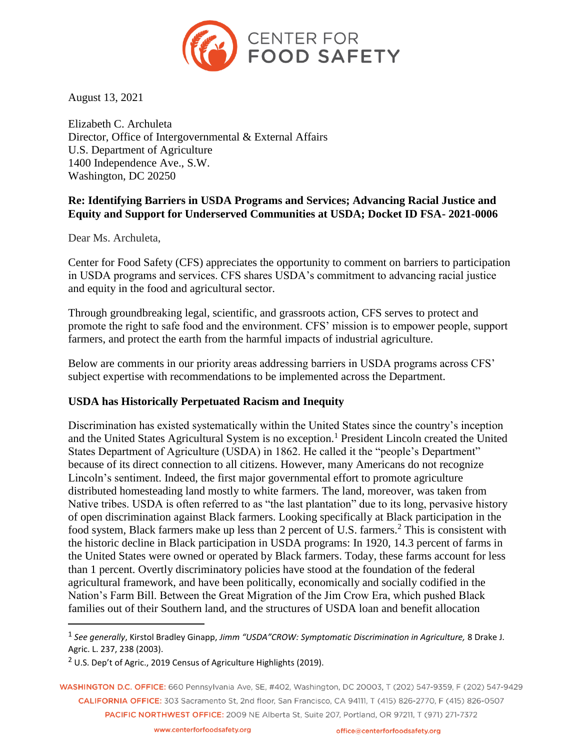CENTER FOR FOOD SAFETY

August 13, 2021

Elizabeth C. Archuleta
Director, Office of Intergovernmental & External Affairs
U.S. Department of Agriculture
1400 Independence Ave., S.W.
Washington, DC 20250

**Re: Identifying Barriers in USDA Programs and Services; Advancing Racial Justice and Equity and Support for Underserved Communities at USDA; Docket ID FSA- 2021-0006**

Dear Ms. Archuleta,

Center for Food Safety (CFS) appreciates the opportunity to comment on barriers to participation in USDA programs and services. CFS shares USDA's commitment to advancing racial justice and equity in the food and agricultural sector.

Through groundbreaking legal, scientific, and grassroots action, CFS serves to protect and promote the right to safe food and the environment. CFS' mission is to empower people, support farmers, and protect the earth from the harmful impacts of industrial agriculture.

Below are comments in our priority areas addressing barriers in USDA programs across CFS' subject expertise with recommendations to be implemented across the Department.

**USDA has Historically Perpetuated Racism and Inequity**

Discrimination has existed systematically within the United States since the country's inception and the United States Agricultural System is no exception.[1] President Lincoln created the United States Department of Agriculture (USDA) in 1862. He called it the "people's Department" because of its direct connection to all citizens. However, many Americans do not recognize Lincoln's sentiment. Indeed, the first major governmental effort to promote agriculture distributed homesteading land mostly to white farmers. The land, moreover, was taken from Native tribes. USDA is often referred to as "the last plantation" due to its long, pervasive history of open discrimination against Black farmers. Looking specifically at Black participation in the food system, Black farmers make up less than 2 percent of U.S. farmers.[2] This is consistent with the historic decline in Black participation in USDA programs: In 1920, 14.3 percent of farms in the United States were owned or operated by Black farmers. Today, these farms account for less than 1 percent. Overtly discriminatory policies have stood at the foundation of the federal agricultural framework, and have been politically, economically and socially codified in the Nation's Farm Bill. Between the Great Migration of the Jim Crow Era, which pushed Black families out of their Southern land, and the structures of USDA loan and benefit allocation

[1] *See generally*, Kirstol Bradley Ginapp, *Jimm "USDA"CROW: Symptomatic Discrimination in Agriculture,* 8 Drake J. Agric. L. 237, 238 (2003).

[2] U.S. Dep't of Agric., 2019 Census of Agriculture Highlights (2019).

WASHINGTON D.C. OFFICE: 660 Pennsylvania Ave, SE, #402, Washington, DC 20003, T (202) 547-9359, F (202) 547-9429
CALIFORNIA OFFICE: 303 Sacramento St, 2nd floor, San Francisco, CA 94111, T (415) 826-2770, F (415) 826-0507
PACIFIC NORTHWEST OFFICE: 2009 NE Alberta St, Suite 207, Portland, OR 97211, T (971) 271-7372

www.centerforfoodsafety.org office@centerforfoodsafety.org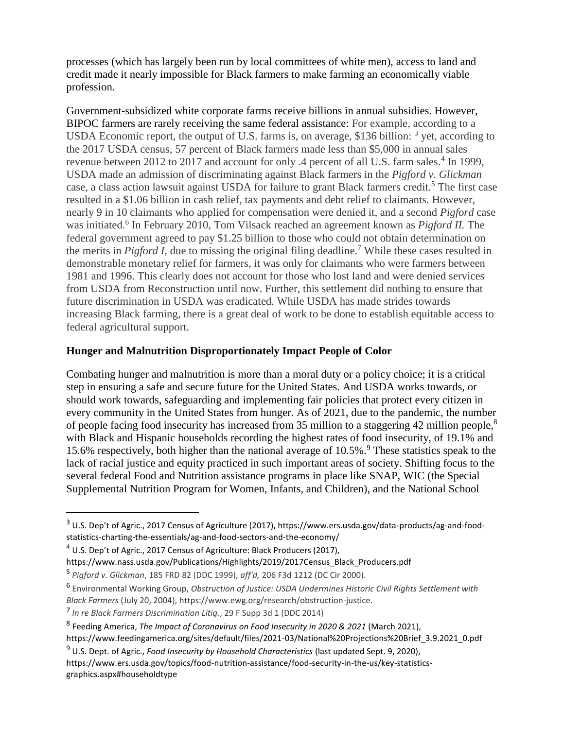processes (which has largely been run by local committees of white men), access to land and credit made it nearly impossible for Black farmers to make farming an economically viable profession.

Government-subsidized white corporate farms receive billions in annual subsidies. However, BIPOC farmers are rarely receiving the same federal assistance: For example, according to a USDA Economic report, the output of U.S. farms is, on average, $136 billion: [3] yet, according to the 2017 USDA census, 57 percent of Black farmers made less than $5,000 in annual sales revenue between 2012 to 2017 and account for only .4 percent of all U.S. farm sales.[4] In 1999, USDA made an admission of discriminating against Black farmers in the *Pigford v. Glickman* case, a class action lawsuit against USDA for failure to grant Black farmers credit.[5] The first case resulted in a $1.06 billion in cash relief, tax payments and debt relief to claimants. However, nearly 9 in 10 claimants who applied for compensation were denied it, and a second *Pigford* case was initiated.[6] In February 2010, Tom Vilsack reached an agreement known as *Pigford II.* The federal government agreed to pay $1.25 billion to those who could not obtain determination on the merits in *Pigford I,* due to missing the original filing deadline.[7] While these cases resulted in demonstrable monetary relief for farmers, it was only for claimants who were farmers between 1981 and 1996. This clearly does not account for those who lost land and were denied services from USDA from Reconstruction until now. Further, this settlement did nothing to ensure that future discrimination in USDA was eradicated. While USDA has made strides towards increasing Black farming, there is a great deal of work to be done to establish equitable access to federal agricultural support.

**Hunger and Malnutrition Disproportionately Impact People of Color**

Combating hunger and malnutrition is more than a moral duty or a policy choice; it is a critical step in ensuring a safe and secure future for the United States. And USDA works towards, or should work towards, safeguarding and implementing fair policies that protect every citizen in every community in the United States from hunger. As of 2021, due to the pandemic, the number of people facing food insecurity has increased from 35 million to a staggering 42 million people,[8] with Black and Hispanic households recording the highest rates of food insecurity, of 19.1% and 15.6% respectively, both higher than the national average of 10.5%.[9] These statistics speak to the lack of racial justice and equity practiced in such important areas of society. Shifting focus to the several federal Food and Nutrition assistance programs in place like SNAP, WIC (the Special Supplemental Nutrition Program for Women, Infants, and Children), and the National School

---

[3] U.S. Dep't of Agric., 2017 Census of Agriculture (2017), https://www.ers.usda.gov/data-products/ag-and-food-statistics-charting-the-essentials/ag-and-food-sectors-and-the-economy/

[4] U.S. Dep't of Agric., 2017 Census of Agriculture: Black Producers (2017), https://www.nass.usda.gov/Publications/Highlights/2019/2017Census_Black_Producers.pdf

[5] *Pigford v. Glickman*, 185 FRD 82 (DDC 1999), *aff'd,* 206 F3d 1212 (DC Cir 2000).

[6] Environmental Working Group, *Obstruction of Justice: USDA Undermines Historic Civil Rights Settlement with Black Farmers* (July 20, 2004), https://www.ewg.org/research/obstruction-justice.

[7] *In re Black Farmers Discrimination Litig.*, 29 F Supp 3d 1 (DDC 2014)

[8] Feeding America, *The Impact of Coronavirus on Food Insecurity in 2020 & 2021* (March 2021), https://www.feedingamerica.org/sites/default/files/2021-03/National%20Projections%20Brief_3.9.2021_0.pdf

[9] U.S. Dept. of Agric., *Food Insecurity by Household Characteristics* (last updated Sept. 9, 2020), https://www.ers.usda.gov/topics/food-nutrition-assistance/food-security-in-the-us/key-statistics-graphics.aspx#householdtype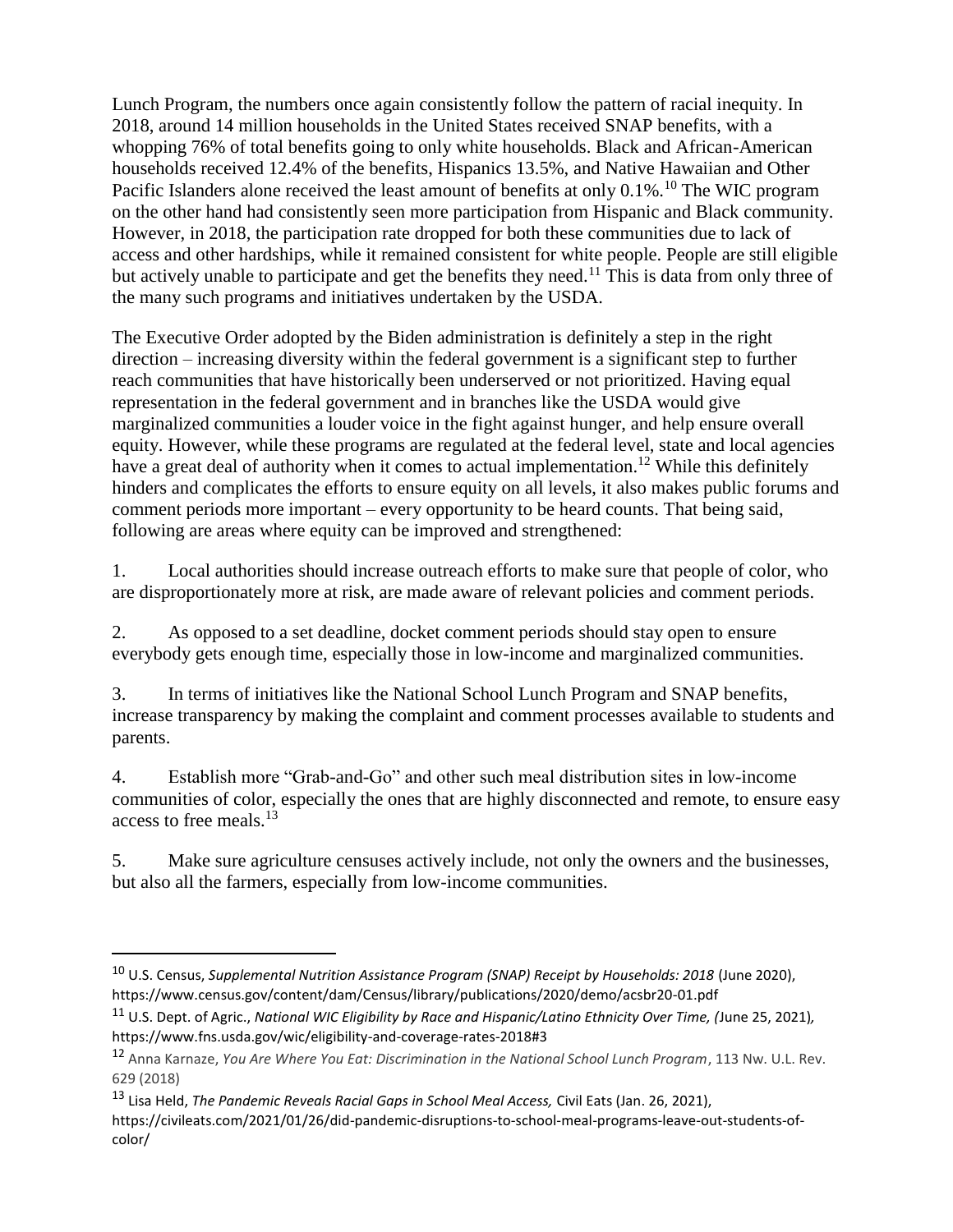Lunch Program, the numbers once again consistently follow the pattern of racial inequity. In 2018, around 14 million households in the United States received SNAP benefits, with a whopping 76% of total benefits going to only white households. Black and African-American households received 12.4% of the benefits, Hispanics 13.5%, and Native Hawaiian and Other Pacific Islanders alone received the least amount of benefits at only 0.1%.[10] The WIC program on the other hand had consistently seen more participation from Hispanic and Black community. However, in 2018, the participation rate dropped for both these communities due to lack of access and other hardships, while it remained consistent for white people. People are still eligible but actively unable to participate and get the benefits they need.[11] This is data from only three of the many such programs and initiatives undertaken by the USDA.

The Executive Order adopted by the Biden administration is definitely a step in the right direction – increasing diversity within the federal government is a significant step to further reach communities that have historically been underserved or not prioritized. Having equal representation in the federal government and in branches like the USDA would give marginalized communities a louder voice in the fight against hunger, and help ensure overall equity. However, while these programs are regulated at the federal level, state and local agencies have a great deal of authority when it comes to actual implementation.[12] While this definitely hinders and complicates the efforts to ensure equity on all levels, it also makes public forums and comment periods more important – every opportunity to be heard counts. That being said, following are areas where equity can be improved and strengthened:

1. Local authorities should increase outreach efforts to make sure that people of color, who are disproportionately more at risk, are made aware of relevant policies and comment periods.

2. As opposed to a set deadline, docket comment periods should stay open to ensure everybody gets enough time, especially those in low-income and marginalized communities.

3. In terms of initiatives like the National School Lunch Program and SNAP benefits, increase transparency by making the complaint and comment processes available to students and parents.

4. Establish more "Grab-and-Go" and other such meal distribution sites in low-income communities of color, especially the ones that are highly disconnected and remote, to ensure easy access to free meals.[13]

5. Make sure agriculture censuses actively include, not only the owners and the businesses, but also all the farmers, especially from low-income communities.

---

[10] U.S. Census, *Supplemental Nutrition Assistance Program (SNAP) Receipt by Households: 2018* (June 2020), https://www.census.gov/content/dam/Census/library/publications/2020/demo/acsbr20-01.pdf

[11] U.S. Dept. of Agric., *National WIC Eligibility by Race and Hispanic/Latino Ethnicity Over Time, (*June 25, 2021), https://www.fns.usda.gov/wic/eligibility-and-coverage-rates-2018#3

[12] Anna Karnaze, *You Are Where You Eat: Discrimination in the National School Lunch Program*, 113 Nw. U.L. Rev. 629 (2018)

[13] Lisa Held, *The Pandemic Reveals Racial Gaps in School Meal Access,* Civil Eats (Jan. 26, 2021), https://civileats.com/2021/01/26/did-pandemic-disruptions-to-school-meal-programs-leave-out-students-of-color/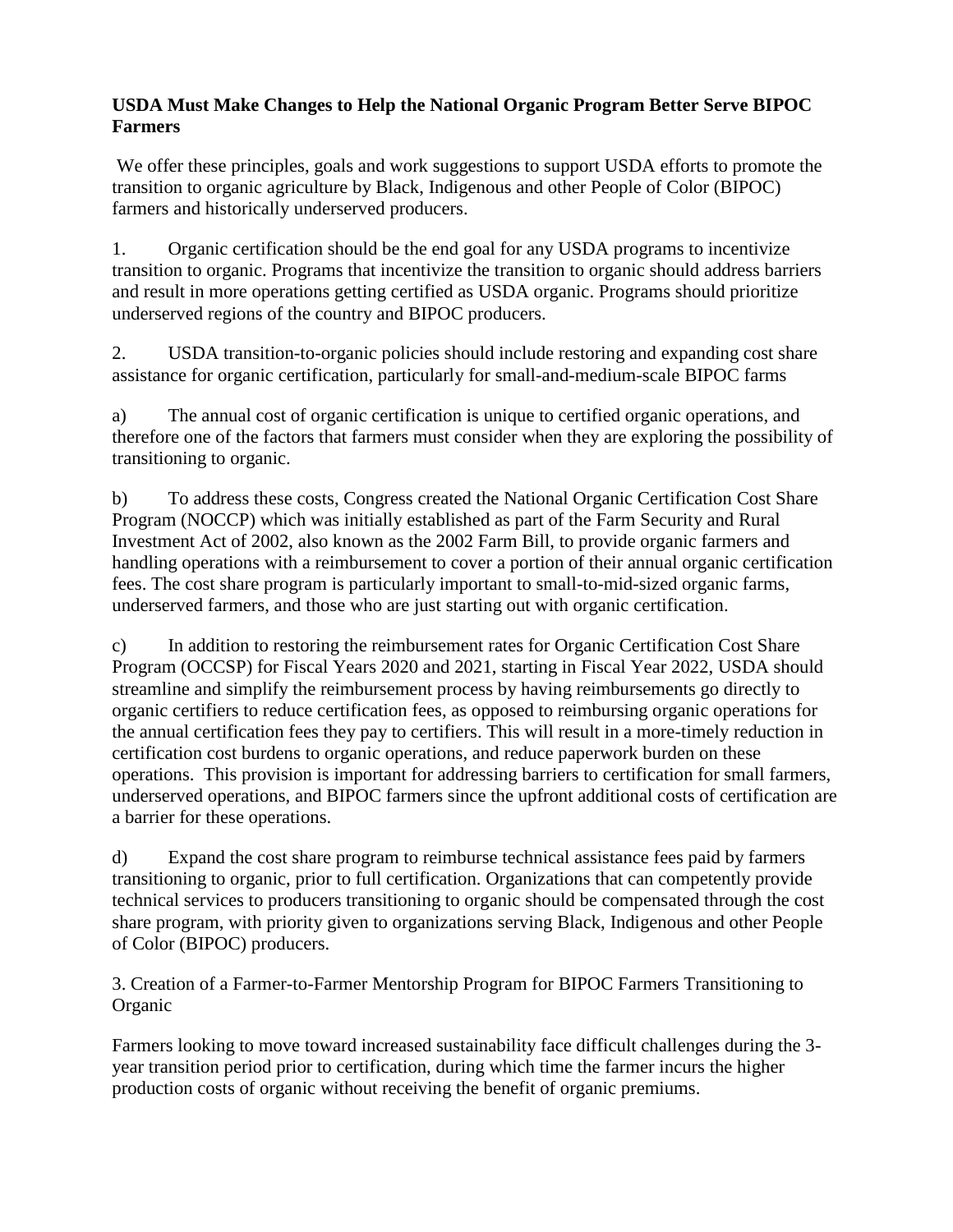**USDA Must Make Changes to Help the National Organic Program Better Serve BIPOC Farmers**

We offer these principles, goals and work suggestions to support USDA efforts to promote the transition to organic agriculture by Black, Indigenous and other People of Color (BIPOC) farmers and historically underserved producers.

1. Organic certification should be the end goal for any USDA programs to incentivize transition to organic. Programs that incentivize the transition to organic should address barriers and result in more operations getting certified as USDA organic. Programs should prioritize underserved regions of the country and BIPOC producers.

2. USDA transition-to-organic policies should include restoring and expanding cost share assistance for organic certification, particularly for small-and-medium-scale BIPOC farms

a) The annual cost of organic certification is unique to certified organic operations, and therefore one of the factors that farmers must consider when they are exploring the possibility of transitioning to organic.

b) To address these costs, Congress created the National Organic Certification Cost Share Program (NOCCP) which was initially established as part of the Farm Security and Rural Investment Act of 2002, also known as the 2002 Farm Bill, to provide organic farmers and handling operations with a reimbursement to cover a portion of their annual organic certification fees. The cost share program is particularly important to small-to-mid-sized organic farms, underserved farmers, and those who are just starting out with organic certification.

c) In addition to restoring the reimbursement rates for Organic Certification Cost Share Program (OCCSP) for Fiscal Years 2020 and 2021, starting in Fiscal Year 2022, USDA should streamline and simplify the reimbursement process by having reimbursements go directly to organic certifiers to reduce certification fees, as opposed to reimbursing organic operations for the annual certification fees they pay to certifiers. This will result in a more-timely reduction in certification cost burdens to organic operations, and reduce paperwork burden on these operations. This provision is important for addressing barriers to certification for small farmers, underserved operations, and BIPOC farmers since the upfront additional costs of certification are a barrier for these operations.

d) Expand the cost share program to reimburse technical assistance fees paid by farmers transitioning to organic, prior to full certification. Organizations that can competently provide technical services to producers transitioning to organic should be compensated through the cost share program, with priority given to organizations serving Black, Indigenous and other People of Color (BIPOC) producers.

3. Creation of a Farmer-to-Farmer Mentorship Program for BIPOC Farmers Transitioning to Organic

Farmers looking to move toward increased sustainability face difficult challenges during the 3-year transition period prior to certification, during which time the farmer incurs the higher production costs of organic without receiving the benefit of organic premiums.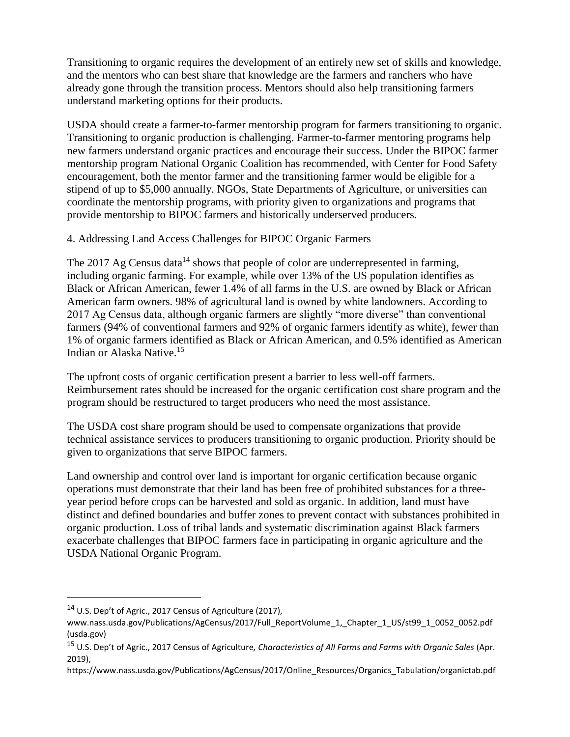Transitioning to organic requires the development of an entirely new set of skills and knowledge, and the mentors who can best share that knowledge are the farmers and ranchers who have already gone through the transition process. Mentors should also help transitioning farmers understand marketing options for their products.

USDA should create a farmer-to-farmer mentorship program for farmers transitioning to organic. Transitioning to organic production is challenging. Farmer-to-farmer mentoring programs help new farmers understand organic practices and encourage their success. Under the BIPOC farmer mentorship program National Organic Coalition has recommended, with Center for Food Safety encouragement, both the mentor farmer and the transitioning farmer would be eligible for a stipend of up to $5,000 annually. NGOs, State Departments of Agriculture, or universities can coordinate the mentorship programs, with priority given to organizations and programs that provide mentorship to BIPOC farmers and historically underserved producers.

4. Addressing Land Access Challenges for BIPOC Organic Farmers

The 2017 Ag Census data[14] shows that people of color are underrepresented in farming, including organic farming. For example, while over 13% of the US population identifies as Black or African American, fewer 1.4% of all farms in the U.S. are owned by Black or African American farm owners. 98% of agricultural land is owned by white landowners. According to 2017 Ag Census data, although organic farmers are slightly "more diverse" than conventional farmers (94% of conventional farmers and 92% of organic farmers identify as white), fewer than 1% of organic farmers identified as Black or African American, and 0.5% identified as American Indian or Alaska Native.[15]

The upfront costs of organic certification present a barrier to less well-off farmers. Reimbursement rates should be increased for the organic certification cost share program and the program should be restructured to target producers who need the most assistance.

The USDA cost share program should be used to compensate organizations that provide technical assistance services to producers transitioning to organic production. Priority should be given to organizations that serve BIPOC farmers.

Land ownership and control over land is important for organic certification because organic operations must demonstrate that their land has been free of prohibited substances for a three-year period before crops can be harvested and sold as organic. In addition, land must have distinct and defined boundaries and buffer zones to prevent contact with substances prohibited in organic production. Loss of tribal lands and systematic discrimination against Black farmers exacerbate challenges that BIPOC farmers face in participating in organic agriculture and the USDA National Organic Program.

---

[14] U.S. Dep't of Agric., 2017 Census of Agriculture (2017), www.nass.usda.gov/Publications/AgCensus/2017/Full_ReportVolume_1,_Chapter_1_US/st99_1_0052_0052.pdf (usda.gov)

[15] U.S. Dep't of Agric., 2017 Census of Agriculture*, Characteristics of All Farms and Farms with Organic Sales* (Apr. 2019), https://www.nass.usda.gov/Publications/AgCensus/2017/Online_Resources/Organics_Tabulation/organictab.pdf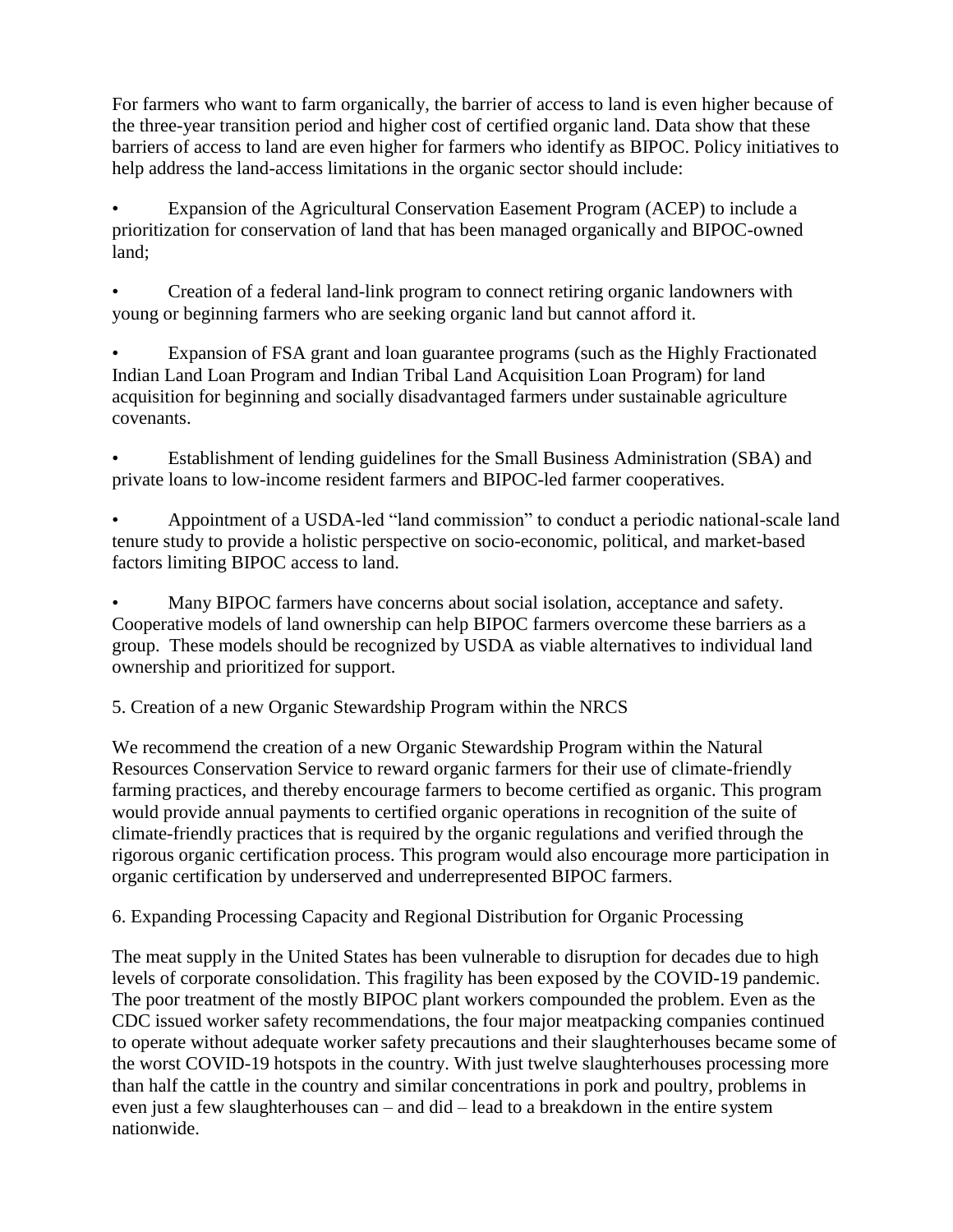For farmers who want to farm organically, the barrier of access to land is even higher because of the three-year transition period and higher cost of certified organic land. Data show that these barriers of access to land are even higher for farmers who identify as BIPOC. Policy initiatives to help address the land-access limitations in the organic sector should include:

- Expansion of the Agricultural Conservation Easement Program (ACEP) to include a prioritization for conservation of land that has been managed organically and BIPOC-owned land;
- Creation of a federal land-link program to connect retiring organic landowners with young or beginning farmers who are seeking organic land but cannot afford it.
- Expansion of FSA grant and loan guarantee programs (such as the Highly Fractionated Indian Land Loan Program and Indian Tribal Land Acquisition Loan Program) for land acquisition for beginning and socially disadvantaged farmers under sustainable agriculture covenants.
- Establishment of lending guidelines for the Small Business Administration (SBA) and private loans to low-income resident farmers and BIPOC-led farmer cooperatives.
- Appointment of a USDA-led "land commission" to conduct a periodic national-scale land tenure study to provide a holistic perspective on socio-economic, political, and market-based factors limiting BIPOC access to land.
- Many BIPOC farmers have concerns about social isolation, acceptance and safety. Cooperative models of land ownership can help BIPOC farmers overcome these barriers as a group. These models should be recognized by USDA as viable alternatives to individual land ownership and prioritized for support.

5. Creation of a new Organic Stewardship Program within the NRCS

We recommend the creation of a new Organic Stewardship Program within the Natural Resources Conservation Service to reward organic farmers for their use of climate-friendly farming practices, and thereby encourage farmers to become certified as organic. This program would provide annual payments to certified organic operations in recognition of the suite of climate-friendly practices that is required by the organic regulations and verified through the rigorous organic certification process. This program would also encourage more participation in organic certification by underserved and underrepresented BIPOC farmers.

6. Expanding Processing Capacity and Regional Distribution for Organic Processing

The meat supply in the United States has been vulnerable to disruption for decades due to high levels of corporate consolidation. This fragility has been exposed by the COVID-19 pandemic. The poor treatment of the mostly BIPOC plant workers compounded the problem. Even as the CDC issued worker safety recommendations, the four major meatpacking companies continued to operate without adequate worker safety precautions and their slaughterhouses became some of the worst COVID-19 hotspots in the country. With just twelve slaughterhouses processing more than half the cattle in the country and similar concentrations in pork and poultry, problems in even just a few slaughterhouses can – and did – lead to a breakdown in the entire system nationwide.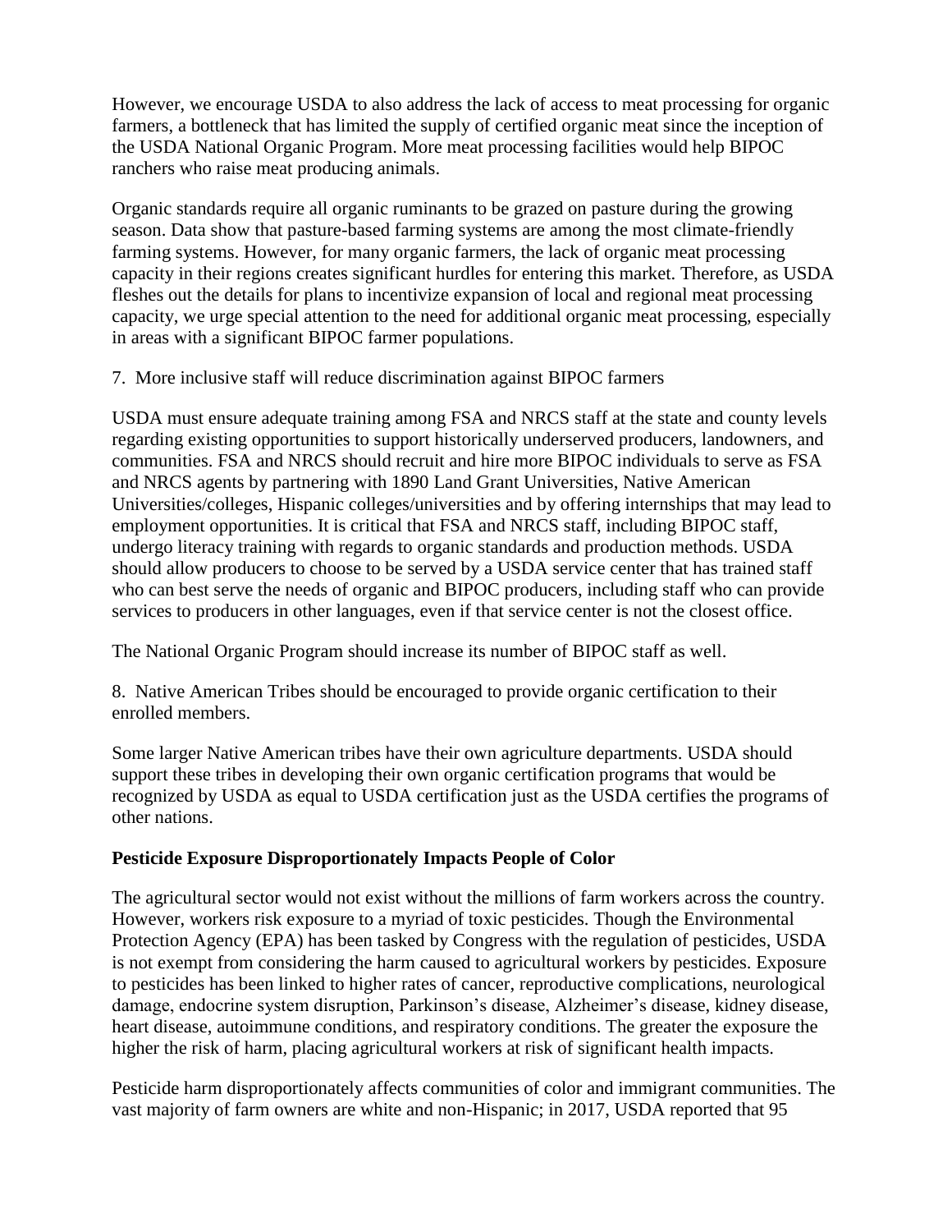However, we encourage USDA to also address the lack of access to meat processing for organic farmers, a bottleneck that has limited the supply of certified organic meat since the inception of the USDA National Organic Program. More meat processing facilities would help BIPOC ranchers who raise meat producing animals.

Organic standards require all organic ruminants to be grazed on pasture during the growing season. Data show that pasture-based farming systems are among the most climate-friendly farming systems. However, for many organic farmers, the lack of organic meat processing capacity in their regions creates significant hurdles for entering this market. Therefore, as USDA fleshes out the details for plans to incentivize expansion of local and regional meat processing capacity, we urge special attention to the need for additional organic meat processing, especially in areas with a significant BIPOC farmer populations.

7. More inclusive staff will reduce discrimination against BIPOC farmers

USDA must ensure adequate training among FSA and NRCS staff at the state and county levels regarding existing opportunities to support historically underserved producers, landowners, and communities. FSA and NRCS should recruit and hire more BIPOC individuals to serve as FSA and NRCS agents by partnering with 1890 Land Grant Universities, Native American Universities/colleges, Hispanic colleges/universities and by offering internships that may lead to employment opportunities. It is critical that FSA and NRCS staff, including BIPOC staff, undergo literacy training with regards to organic standards and production methods. USDA should allow producers to choose to be served by a USDA service center that has trained staff who can best serve the needs of organic and BIPOC producers, including staff who can provide services to producers in other languages, even if that service center is not the closest office.

The National Organic Program should increase its number of BIPOC staff as well.

8. Native American Tribes should be encouraged to provide organic certification to their enrolled members.

Some larger Native American tribes have their own agriculture departments. USDA should support these tribes in developing their own organic certification programs that would be recognized by USDA as equal to USDA certification just as the USDA certifies the programs of other nations.

**Pesticide Exposure Disproportionately Impacts People of Color**

The agricultural sector would not exist without the millions of farm workers across the country. However, workers risk exposure to a myriad of toxic pesticides. Though the Environmental Protection Agency (EPA) has been tasked by Congress with the regulation of pesticides, USDA is not exempt from considering the harm caused to agricultural workers by pesticides. Exposure to pesticides has been linked to higher rates of cancer, reproductive complications, neurological damage, endocrine system disruption, Parkinson's disease, Alzheimer's disease, kidney disease, heart disease, autoimmune conditions, and respiratory conditions. The greater the exposure the higher the risk of harm, placing agricultural workers at risk of significant health impacts.

Pesticide harm disproportionately affects communities of color and immigrant communities. The vast majority of farm owners are white and non-Hispanic; in 2017, USDA reported that 95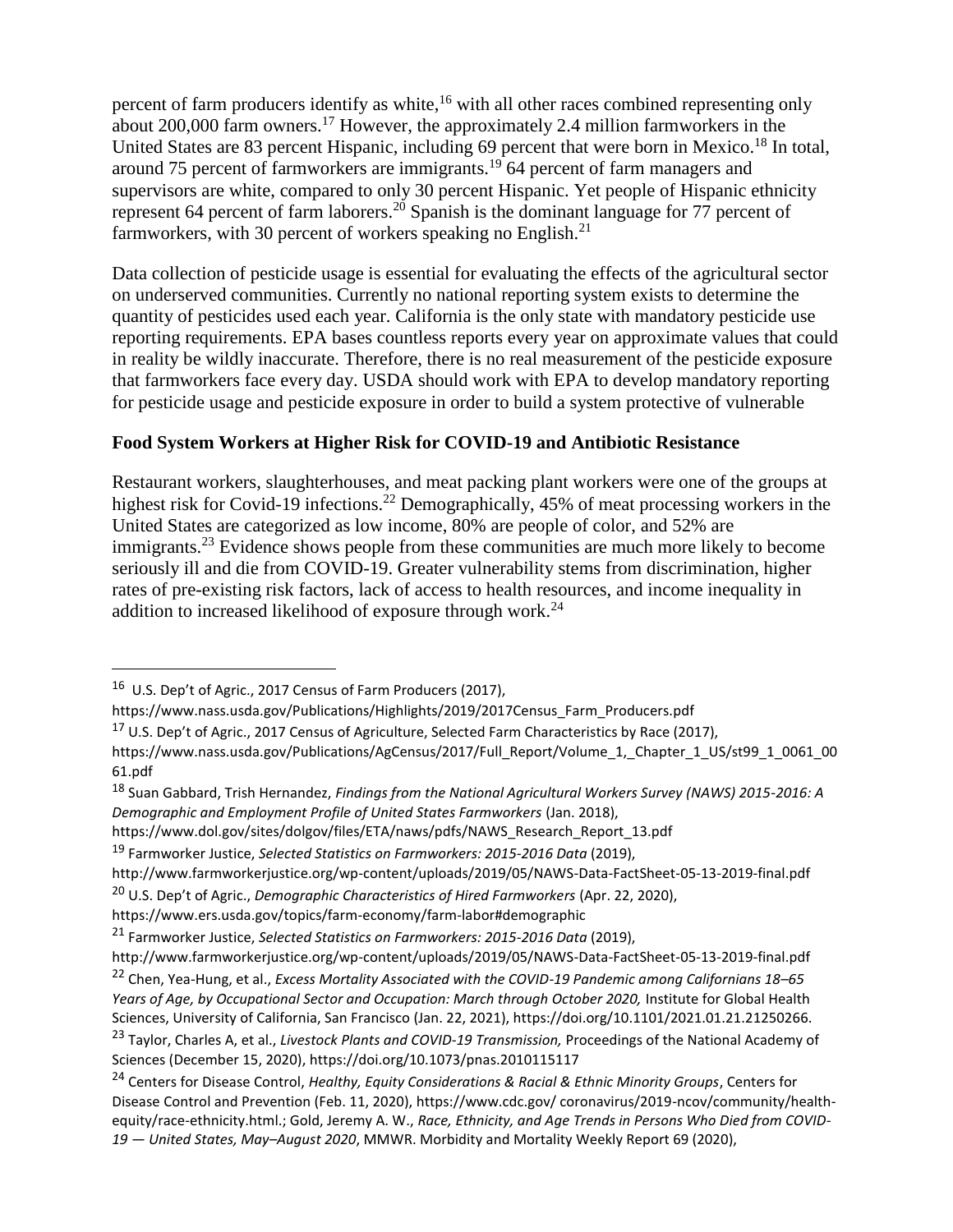percent of farm producers identify as white,[16] with all other races combined representing only about 200,000 farm owners.[17] However, the approximately 2.4 million farmworkers in the United States are 83 percent Hispanic, including 69 percent that were born in Mexico.[18] In total, around 75 percent of farmworkers are immigrants.[19] 64 percent of farm managers and supervisors are white, compared to only 30 percent Hispanic. Yet people of Hispanic ethnicity represent 64 percent of farm laborers.[20] Spanish is the dominant language for 77 percent of farmworkers, with 30 percent of workers speaking no English.[21]

Data collection of pesticide usage is essential for evaluating the effects of the agricultural sector on underserved communities. Currently no national reporting system exists to determine the quantity of pesticides used each year. California is the only state with mandatory pesticide use reporting requirements. EPA bases countless reports every year on approximate values that could in reality be wildly inaccurate. Therefore, there is no real measurement of the pesticide exposure that farmworkers face every day. USDA should work with EPA to develop mandatory reporting for pesticide usage and pesticide exposure in order to build a system protective of vulnerable

### Food System Workers at Higher Risk for COVID-19 and Antibiotic Resistance

Restaurant workers, slaughterhouses, and meat packing plant workers were one of the groups at highest risk for Covid-19 infections.[22] Demographically, 45% of meat processing workers in the United States are categorized as low income, 80% are people of color, and 52% are immigrants.[23] Evidence shows people from these communities are much more likely to become seriously ill and die from COVID-19. Greater vulnerability stems from discrimination, higher rates of pre-existing risk factors, lack of access to health resources, and income inequality in addition to increased likelihood of exposure through work.[24]

---

[16] U.S. Dep't of Agric., 2017 Census of Farm Producers (2017), https://www.nass.usda.gov/Publications/Highlights/2019/2017Census_Farm_Producers.pdf

[17] U.S. Dep't of Agric., 2017 Census of Agriculture, Selected Farm Characteristics by Race (2017), https://www.nass.usda.gov/Publications/AgCensus/2017/Full_Report/Volume_1,_Chapter_1_US/st99_1_0061_0061.pdf

[18] Suan Gabbard, Trish Hernandez, *Findings from the National Agricultural Workers Survey (NAWS) 2015-2016: A Demographic and Employment Profile of United States Farmworkers* (Jan. 2018), https://www.dol.gov/sites/dolgov/files/ETA/naws/pdfs/NAWS_Research_Report_13.pdf

[19] Farmworker Justice, *Selected Statistics on Farmworkers: 2015-2016 Data* (2019), http://www.farmworkerjustice.org/wp-content/uploads/2019/05/NAWS-Data-FactSheet-05-13-2019-final.pdf

[20] U.S. Dep't of Agric., *Demographic Characteristics of Hired Farmworkers* (Apr. 22, 2020), https://www.ers.usda.gov/topics/farm-economy/farm-labor#demographic

[21] Farmworker Justice, *Selected Statistics on Farmworkers: 2015-2016 Data* (2019), http://www.farmworkerjustice.org/wp-content/uploads/2019/05/NAWS-Data-FactSheet-05-13-2019-final.pdf

[22] Chen, Yea-Hung, et al., *Excess Mortality Associated with the COVID-19 Pandemic among Californians 18–65 Years of Age, by Occupational Sector and Occupation: March through October 2020,* Institute for Global Health Sciences, University of California, San Francisco (Jan. 22, 2021), https://doi.org/10.1101/2021.01.21.21250266.

[23] Taylor, Charles A, et al., *Livestock Plants and COVID-19 Transmission,* Proceedings of the National Academy of Sciences (December 15, 2020), https://doi.org/10.1073/pnas.2010115117

[24] Centers for Disease Control, *Healthy, Equity Considerations & Racial & Ethnic Minority Groups*, Centers for Disease Control and Prevention (Feb. 11, 2020), https://www.cdc.gov/ coronavirus/2019-ncov/community/health-equity/race-ethnicity.html.; Gold, Jeremy A. W., *Race, Ethnicity, and Age Trends in Persons Who Died from COVID-19 — United States, May–August 2020*, MMWR. Morbidity and Mortality Weekly Report 69 (2020),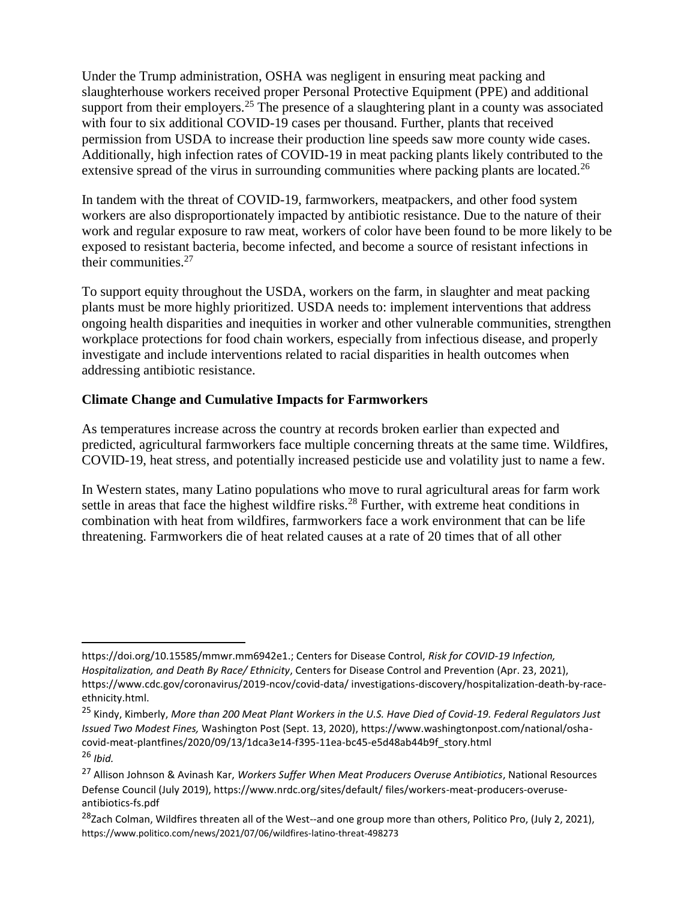Under the Trump administration, OSHA was negligent in ensuring meat packing and slaughterhouse workers received proper Personal Protective Equipment (PPE) and additional support from their employers.[25] The presence of a slaughtering plant in a county was associated with four to six additional COVID-19 cases per thousand. Further, plants that received permission from USDA to increase their production line speeds saw more county wide cases. Additionally, high infection rates of COVID-19 in meat packing plants likely contributed to the extensive spread of the virus in surrounding communities where packing plants are located.[26]

In tandem with the threat of COVID-19, farmworkers, meatpackers, and other food system workers are also disproportionately impacted by antibiotic resistance. Due to the nature of their work and regular exposure to raw meat, workers of color have been found to be more likely to be exposed to resistant bacteria, become infected, and become a source of resistant infections in their communities.[27]

To support equity throughout the USDA, workers on the farm, in slaughter and meat packing plants must be more highly prioritized. USDA needs to: implement interventions that address ongoing health disparities and inequities in worker and other vulnerable communities, strengthen workplace protections for food chain workers, especially from infectious disease, and properly investigate and include interventions related to racial disparities in health outcomes when addressing antibiotic resistance.

**Climate Change and Cumulative Impacts for Farmworkers**

As temperatures increase across the country at records broken earlier than expected and predicted, agricultural farmworkers face multiple concerning threats at the same time. Wildfires, COVID-19, heat stress, and potentially increased pesticide use and volatility just to name a few.

In Western states, many Latino populations who move to rural agricultural areas for farm work settle in areas that face the highest wildfire risks.[28] Further, with extreme heat conditions in combination with heat from wildfires, farmworkers face a work environment that can be life threatening. Farmworkers die of heat related causes at a rate of 20 times that of all other

---

https://doi.org/10.15585/mmwr.mm6942e1.; Centers for Disease Control, *Risk for COVID-19 Infection, Hospitalization, and Death By Race/ Ethnicity*, Centers for Disease Control and Prevention (Apr. 23, 2021), https://www.cdc.gov/coronavirus/2019-ncov/covid-data/ investigations-discovery/hospitalization-death-by-race-ethnicity.html.

[25] Kindy, Kimberly, *More than 200 Meat Plant Workers in the U.S. Have Died of Covid-19. Federal Regulators Just Issued Two Modest Fines,* Washington Post (Sept. 13, 2020), https://www.washingtonpost.com/national/osha-covid-meat-plantfines/2020/09/13/1dca3e14-f395-11ea-bc45-e5d48ab44b9f_story.html

[26] *Ibid.*

[27] Allison Johnson & Avinash Kar, *Workers Suffer When Meat Producers Overuse Antibiotics*, National Resources Defense Council (July 2019), https://www.nrdc.org/sites/default/ files/workers-meat-producers-overuse-antibiotics-fs.pdf

[28] Zach Colman, Wildfires threaten all of the West--and one group more than others, Politico Pro, (July 2, 2021), https://www.politico.com/news/2021/07/06/wildfires-latino-threat-498273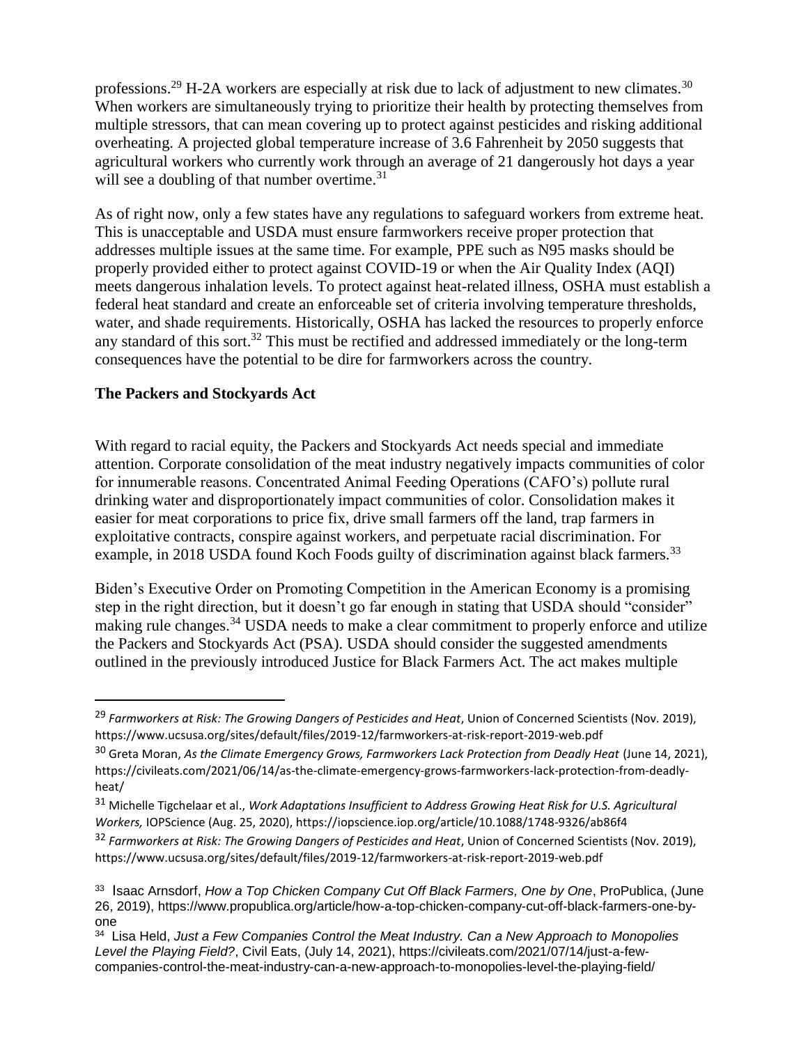professions.[29] H-2A workers are especially at risk due to lack of adjustment to new climates.[30] When workers are simultaneously trying to prioritize their health by protecting themselves from multiple stressors, that can mean covering up to protect against pesticides and risking additional overheating. A projected global temperature increase of 3.6 Fahrenheit by 2050 suggests that agricultural workers who currently work through an average of 21 dangerously hot days a year will see a doubling of that number overtime.[31]

As of right now, only a few states have any regulations to safeguard workers from extreme heat. This is unacceptable and USDA must ensure farmworkers receive proper protection that addresses multiple issues at the same time. For example, PPE such as N95 masks should be properly provided either to protect against COVID-19 or when the Air Quality Index (AQI) meets dangerous inhalation levels. To protect against heat-related illness, OSHA must establish a federal heat standard and create an enforceable set of criteria involving temperature thresholds, water, and shade requirements. Historically, OSHA has lacked the resources to properly enforce any standard of this sort.[32] This must be rectified and addressed immediately or the long-term consequences have the potential to be dire for farmworkers across the country.

**The Packers and Stockyards Act**

With regard to racial equity, the Packers and Stockyards Act needs special and immediate attention. Corporate consolidation of the meat industry negatively impacts communities of color for innumerable reasons. Concentrated Animal Feeding Operations (CAFO's) pollute rural drinking water and disproportionately impact communities of color. Consolidation makes it easier for meat corporations to price fix, drive small farmers off the land, trap farmers in exploitative contracts, conspire against workers, and perpetuate racial discrimination. For example, in 2018 USDA found Koch Foods guilty of discrimination against black farmers.[33]

Biden's Executive Order on Promoting Competition in the American Economy is a promising step in the right direction, but it doesn't go far enough in stating that USDA should "consider" making rule changes.[34] USDA needs to make a clear commitment to properly enforce and utilize the Packers and Stockyards Act (PSA). USDA should consider the suggested amendments outlined in the previously introduced Justice for Black Farmers Act. The act makes multiple

---

[29] *Farmworkers at Risk: The Growing Dangers of Pesticides and Heat*, Union of Concerned Scientists (Nov. 2019), https://www.ucsusa.org/sites/default/files/2019-12/farmworkers-at-risk-report-2019-web.pdf

[30] Greta Moran, *As the Climate Emergency Grows, Farmworkers Lack Protection from Deadly Heat* (June 14, 2021), https://civileats.com/2021/06/14/as-the-climate-emergency-grows-farmworkers-lack-protection-from-deadly-heat/

[31] Michelle Tigchelaar et al., *Work Adaptations Insufficient to Address Growing Heat Risk for U.S. Agricultural Workers,* IOPScience (Aug. 25, 2020), https://iopscience.iop.org/article/10.1088/1748-9326/ab86f4

[32] *Farmworkers at Risk: The Growing Dangers of Pesticides and Heat*, Union of Concerned Scientists (Nov. 2019), https://www.ucsusa.org/sites/default/files/2019-12/farmworkers-at-risk-report-2019-web.pdf

[33] Isaac Arnsdorf, *How a Top Chicken Company Cut Off Black Farmers, One by One*, ProPublica, (June 26, 2019), https://www.propublica.org/article/how-a-top-chicken-company-cut-off-black-farmers-one-by-one

[34] Lisa Held, *Just a Few Companies Control the Meat Industry. Can a New Approach to Monopolies Level the Playing Field?*, Civil Eats, (July 14, 2021), https://civileats.com/2021/07/14/just-a-few-companies-control-the-meat-industry-can-a-new-approach-to-monopolies-level-the-playing-field/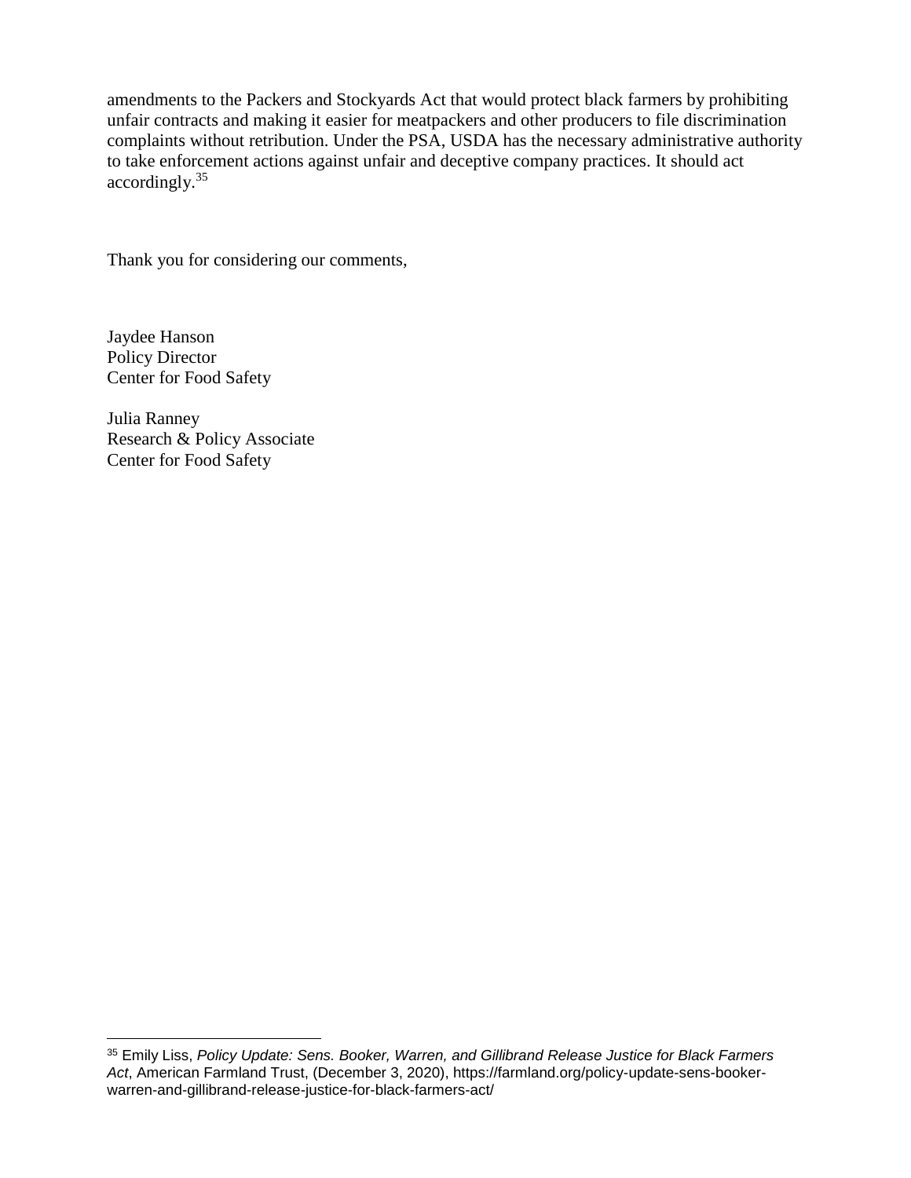amendments to the Packers and Stockyards Act that would protect black farmers by prohibiting unfair contracts and making it easier for meatpackers and other producers to file discrimination complaints without retribution. Under the PSA, USDA has the necessary administrative authority to take enforcement actions against unfair and deceptive company practices. It should act accordingly.[35]

Thank you for considering our comments,

Jaydee Hanson
Policy Director
Center for Food Safety

Julia Ranney
Research & Policy Associate
Center for Food Safety

---

[35] Emily Liss, *Policy Update: Sens. Booker, Warren, and Gillibrand Release Justice for Black Farmers Act*, American Farmland Trust, (December 3, 2020), https://farmland.org/policy-update-sens-booker-warren-and-gillibrand-release-justice-for-black-farmers-act/